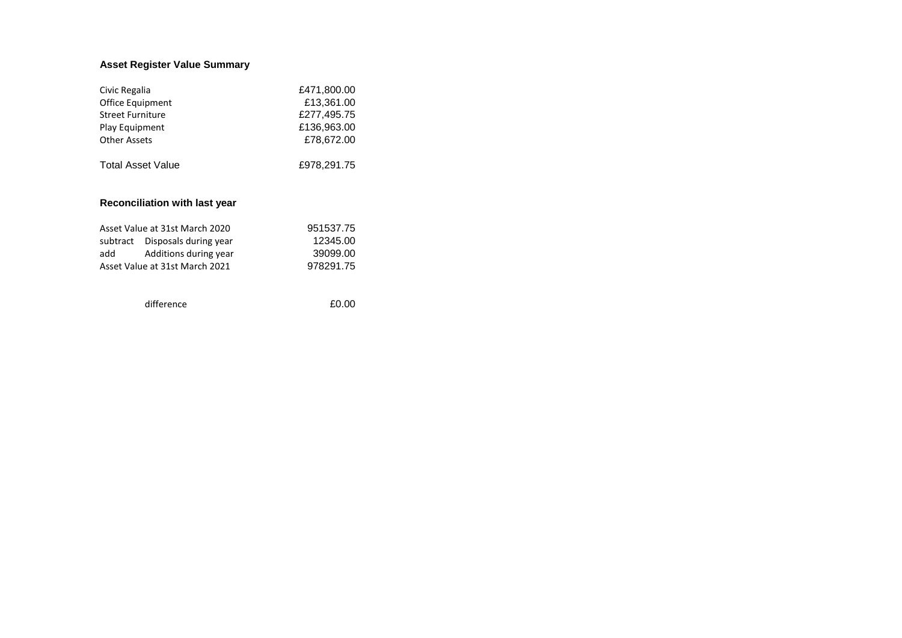## Asset Register Value Summary

| | |
|---|---|
| Civic Regalia | £471,800.00 |
| Office Equipment | £13,361.00 |
| Street Furniture | £277,495.75 |
| Play Equipment | £136,963.00 |
| Other Assets | £78,672.00 |
| Total Asset Value | £978,291.75 |

## Reconciliation with last year

| | | |
|---|---|---|
| Asset Value at 31st March 2020 | | 951537.75 |
| subtract | Disposals during year | 12345.00 |
| add | Additions during year | 39099.00 |
| Asset Value at 31st March 2021 | | 978291.75 |
| | difference | £0.00 |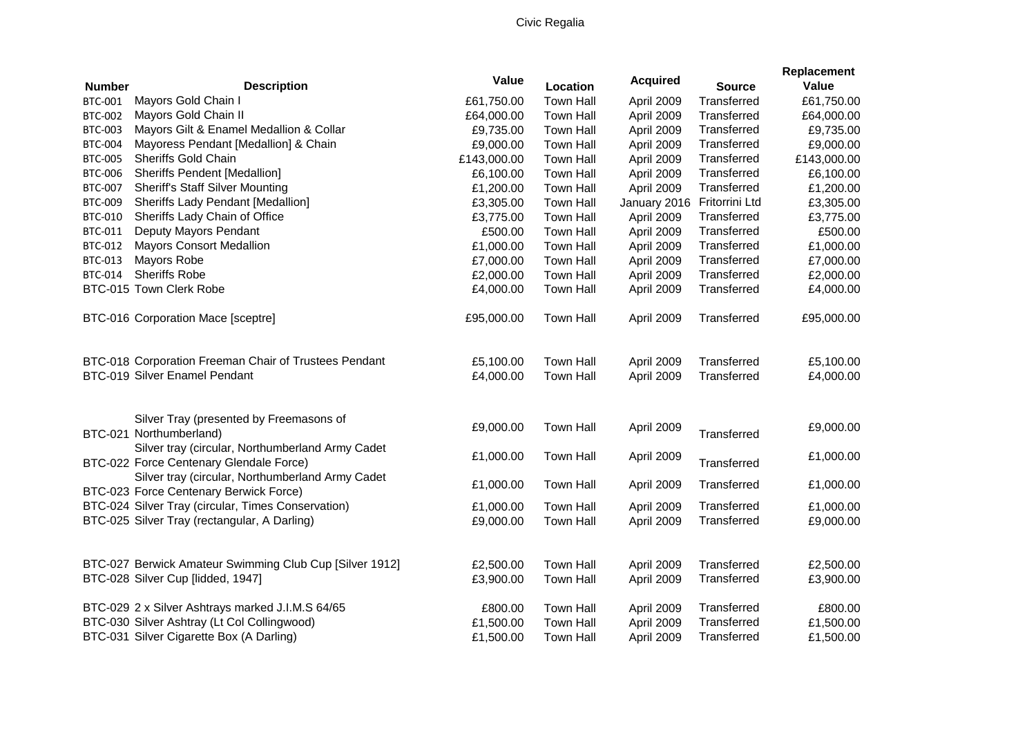Civic Regalia

| Number | Description | Value | Location | Acquired | Source | Replacement Value |
|---|---|---|---|---|---|---|
| BTC-001 | Mayors Gold Chain I | £61,750.00 | Town Hall | April 2009 | Transferred | £61,750.00 |
| BTC-002 | Mayors Gold Chain II | £64,000.00 | Town Hall | April 2009 | Transferred | £64,000.00 |
| BTC-003 | Mayors Gilt & Enamel Medallion & Collar | £9,735.00 | Town Hall | April 2009 | Transferred | £9,735.00 |
| BTC-004 | Mayoress Pendant [Medallion] & Chain | £9,000.00 | Town Hall | April 2009 | Transferred | £9,000.00 |
| BTC-005 | Sheriffs Gold Chain | £143,000.00 | Town Hall | April 2009 | Transferred | £143,000.00 |
| BTC-006 | Sheriffs Pendent [Medallion] | £6,100.00 | Town Hall | April 2009 | Transferred | £6,100.00 |
| BTC-007 | Sheriff's Staff Silver Mounting | £1,200.00 | Town Hall | April 2009 | Transferred | £1,200.00 |
| BTC-009 | Sheriffs Lady Pendant [Medallion] | £3,305.00 | Town Hall | January 2016 | Fritorrini Ltd | £3,305.00 |
| BTC-010 | Sheriffs Lady Chain of Office | £3,775.00 | Town Hall | April 2009 | Transferred | £3,775.00 |
| BTC-011 | Deputy Mayors Pendant | £500.00 | Town Hall | April 2009 | Transferred | £500.00 |
| BTC-012 | Mayors Consort Medallion | £1,000.00 | Town Hall | April 2009 | Transferred | £1,000.00 |
| BTC-013 | Mayors Robe | £7,000.00 | Town Hall | April 2009 | Transferred | £7,000.00 |
| BTC-014 | Sheriffs Robe | £2,000.00 | Town Hall | April 2009 | Transferred | £2,000.00 |
| BTC-015 | Town Clerk Robe | £4,000.00 | Town Hall | April 2009 | Transferred | £4,000.00 |
| BTC-016 | Corporation Mace [sceptre] | £95,000.00 | Town Hall | April 2009 | Transferred | £95,000.00 |
| BTC-018 | Corporation Freeman Chair of Trustees Pendant | £5,100.00 | Town Hall | April 2009 | Transferred | £5,100.00 |
| BTC-019 | Silver Enamel Pendant | £4,000.00 | Town Hall | April 2009 | Transferred | £4,000.00 |
| BTC-021 | Silver Tray (presented by Freemasons of Northumberland) | £9,000.00 | Town Hall | April 2009 | Transferred | £9,000.00 |
| BTC-022 | Silver tray (circular, Northumberland Army Cadet Force Centenary Glendale Force) | £1,000.00 | Town Hall | April 2009 | Transferred | £1,000.00 |
| BTC-023 | Silver tray (circular, Northumberland Army Cadet Force Centenary Berwick Force) | £1,000.00 | Town Hall | April 2009 | Transferred | £1,000.00 |
| BTC-024 | Silver Tray (circular, Times Conservation) | £1,000.00 | Town Hall | April 2009 | Transferred | £1,000.00 |
| BTC-025 | Silver Tray (rectangular, A Darling) | £9,000.00 | Town Hall | April 2009 | Transferred | £9,000.00 |
| BTC-027 | Berwick Amateur Swimming Club Cup [Silver 1912] | £2,500.00 | Town Hall | April 2009 | Transferred | £2,500.00 |
| BTC-028 | Silver Cup [lidded, 1947] | £3,900.00 | Town Hall | April 2009 | Transferred | £3,900.00 |
| BTC-029 | 2 x Silver Ashtrays marked J.I.M.S 64/65 | £800.00 | Town Hall | April 2009 | Transferred | £800.00 |
| BTC-030 | Silver Ashtray (Lt Col Collingwood) | £1,500.00 | Town Hall | April 2009 | Transferred | £1,500.00 |
| BTC-031 | Silver Cigarette Box (A Darling) | £1,500.00 | Town Hall | April 2009 | Transferred | £1,500.00 |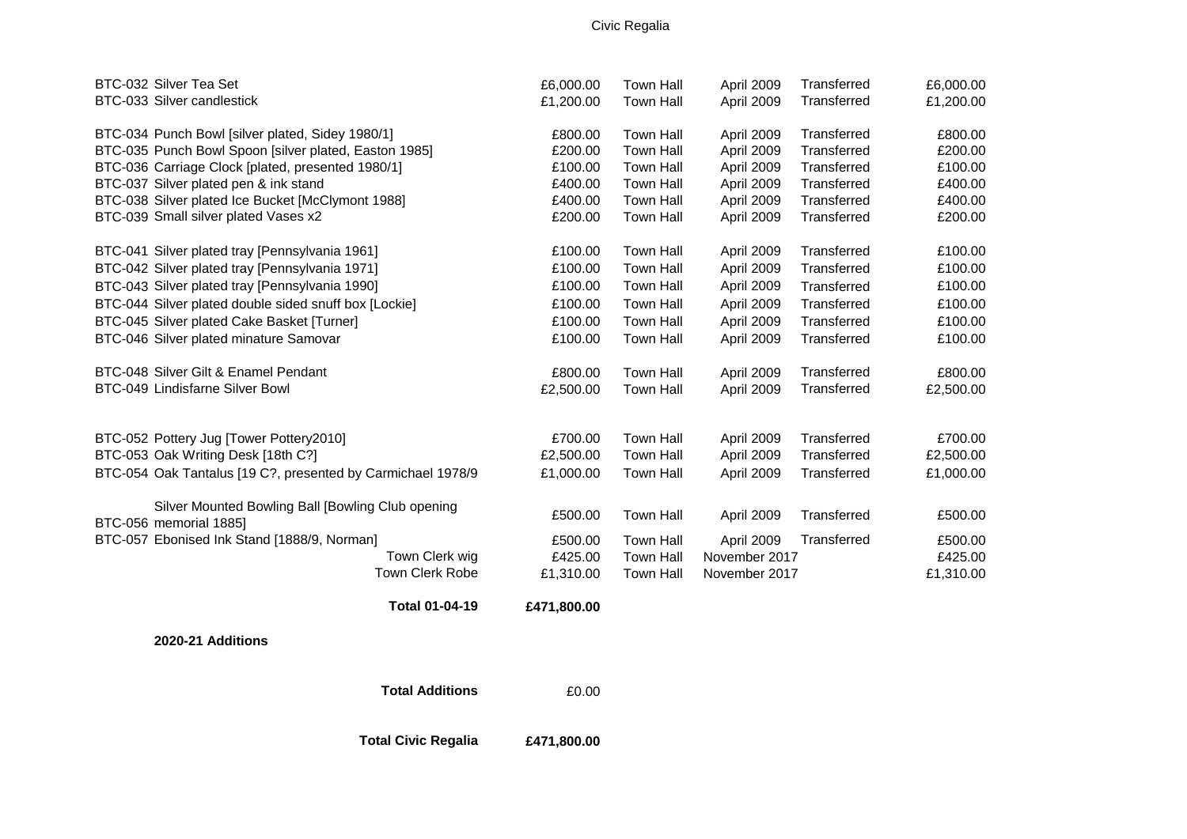# Civic Regalia

| | | | | | | |
|---|---|---|---|---|---|---|
| BTC-032 | Silver Tea Set | £6,000.00 | Town Hall | April 2009 | Transferred | £6,000.00 |
| BTC-033 | Silver candlestick | £1,200.00 | Town Hall | April 2009 | Transferred | £1,200.00 |
| BTC-034 | Punch Bowl [silver plated, Sidey 1980/1] | £800.00 | Town Hall | April 2009 | Transferred | £800.00 |
| BTC-035 | Punch Bowl Spoon [silver plated, Easton 1985] | £200.00 | Town Hall | April 2009 | Transferred | £200.00 |
| BTC-036 | Carriage Clock [plated, presented 1980/1] | £100.00 | Town Hall | April 2009 | Transferred | £100.00 |
| BTC-037 | Silver plated pen & ink stand | £400.00 | Town Hall | April 2009 | Transferred | £400.00 |
| BTC-038 | Silver plated Ice Bucket [McClymont 1988] | £400.00 | Town Hall | April 2009 | Transferred | £400.00 |
| BTC-039 | Small silver plated Vases x2 | £200.00 | Town Hall | April 2009 | Transferred | £200.00 |
| BTC-041 | Silver plated tray [Pennsylvania 1961] | £100.00 | Town Hall | April 2009 | Transferred | £100.00 |
| BTC-042 | Silver plated tray [Pennsylvania 1971] | £100.00 | Town Hall | April 2009 | Transferred | £100.00 |
| BTC-043 | Silver plated tray [Pennsylvania 1990] | £100.00 | Town Hall | April 2009 | Transferred | £100.00 |
| BTC-044 | Silver plated double sided snuff box [Lockie] | £100.00 | Town Hall | April 2009 | Transferred | £100.00 |
| BTC-045 | Silver plated Cake Basket [Turner] | £100.00 | Town Hall | April 2009 | Transferred | £100.00 |
| BTC-046 | Silver plated minature Samovar | £100.00 | Town Hall | April 2009 | Transferred | £100.00 |
| BTC-048 | Silver Gilt & Enamel Pendant | £800.00 | Town Hall | April 2009 | Transferred | £800.00 |
| BTC-049 | Lindisfarne Silver Bowl | £2,500.00 | Town Hall | April 2009 | Transferred | £2,500.00 |
| BTC-052 | Pottery Jug [Tower Pottery2010] | £700.00 | Town Hall | April 2009 | Transferred | £700.00 |
| BTC-053 | Oak Writing Desk [18th C?] | £2,500.00 | Town Hall | April 2009 | Transferred | £2,500.00 |
| BTC-054 | Oak Tantalus [19 C?, presented by Carmichael 1978/9 | £1,000.00 | Town Hall | April 2009 | Transferred | £1,000.00 |
| BTC-056 | Silver Mounted Bowling Ball [Bowling Club opening memorial 1885] | £500.00 | Town Hall | April 2009 | Transferred | £500.00 |
| BTC-057 | Ebonised Ink Stand [1888/9, Norman] | £500.00 | Town Hall | April 2009 | Transferred | £500.00 |
| | Town Clerk wig | £425.00 | Town Hall | November 2017 | | £425.00 |
| | Town Clerk Robe | £1,310.00 | Town Hall | November 2017 | | £1,310.00 |
| | **Total 01-04-19** | **£471,800.00** | | | | |

**2020-21 Additions**

| | |
|---|---|
| **Total Additions** | £0.00 |
| **Total Civic Regalia** | **£471,800.00** |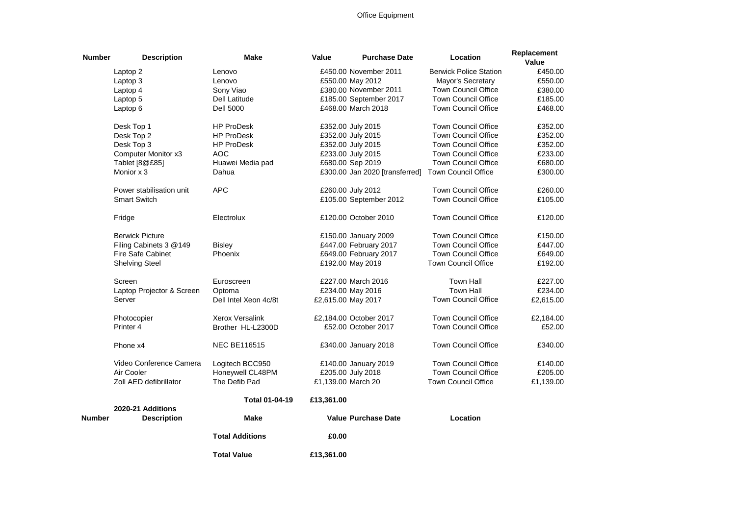Office Equipment

| Number | Description | Make | Value | Purchase Date | Location | Replacement Value |
|---|---|---|---|---|---|---|
| | Laptop 2 | Lenovo | £450.00 | November 2011 | Berwick Police Station | £450.00 |
| | Laptop 3 | Lenovo | £550.00 | May 2012 | Mayor's Secretary | £550.00 |
| | Laptop 4 | Sony Viao | £380.00 | November 2011 | Town Council Office | £380.00 |
| | Laptop 5 | Dell Latitude | £185.00 | September 2017 | Town Council Office | £185.00 |
| | Laptop 6 | Dell 5000 | £468.00 | March 2018 | Town Council Office | £468.00 |
| | | | | | | |
| | Desk Top 1 | HP ProDesk | £352.00 | July 2015 | Town Council Office | £352.00 |
| | Desk Top 2 | HP ProDesk | £352.00 | July 2015 | Town Council Office | £352.00 |
| | Desk Top 3 | HP ProDesk | £352.00 | July 2015 | Town Council Office | £352.00 |
| | Computer Monitor x3 | AOC | £233.00 | July 2015 | Town Council Office | £233.00 |
| | Tablet [8@£85] | Huawei Media pad | £680.00 | Sep 2019 | Town Council Office | £680.00 |
| | Monior x 3 | Dahua | £300.00 | Jan 2020 [transferred] | Town Council Office | £300.00 |
| | | | | | | |
| | Power stabilisation unit | APC | £260.00 | July 2012 | Town Council Office | £260.00 |
| | Smart Switch | | £105.00 | September 2012 | Town Council Office | £105.00 |
| | | | | | | |
| | Fridge | Electrolux | £120.00 | October 2010 | Town Council Office | £120.00 |
| | | | | | | |
| | Berwick Picture | | £150.00 | January 2009 | Town Council Office | £150.00 |
| | Filing Cabinets 3 @149 | Bisley | £447.00 | February 2017 | Town Council Office | £447.00 |
| | Fire Safe Cabinet | Phoenix | £649.00 | February 2017 | Town Council Office | £649.00 |
| | Shelving Steel | | £192.00 | May 2019 | Town Council Office | £192.00 |
| | | | | | | |
| | Screen | Euroscreen | £227.00 | March 2016 | Town Hall | £227.00 |
| | Laptop Projector & Screen | Optoma | £234.00 | May 2016 | Town Hall | £234.00 |
| | Server | Dell Intel Xeon 4c/8t | £2,615.00 | May 2017 | Town Council Office | £2,615.00 |
| | | | | | | |
| | Photocopier | Xerox Versalink | £2,184.00 | October 2017 | Town Council Office | £2,184.00 |
| | Printer 4 | Brother HL-L2300D | £52.00 | October 2017 | Town Council Office | £52.00 |
| | | | | | | |
| | Phone x4 | NEC BE116515 | £340.00 | January 2018 | Town Council Office | £340.00 |
| | | | | | | |
| | Video Conference Camera | Logitech BCC950 | £140.00 | January 2019 | Town Council Office | £140.00 |
| | Air Cooler | Honeywell CL48PM | £205.00 | July 2018 | Town Council Office | £205.00 |
| | Zoll AED defibrillator | The Defib Pad | £1,139.00 | March 20 | Town Council Office | £1,139.00 |
| | | **Total 01-04-19** | **£13,361.00** | | | |

**2020-21 Additions**

| Number | Description | Make | Value | Purchase Date | Location |
|---|---|---|---|---|---|
| | | **Total Additions** | **£0.00** | | |
| | | **Total Value** | **£13,361.00** | | |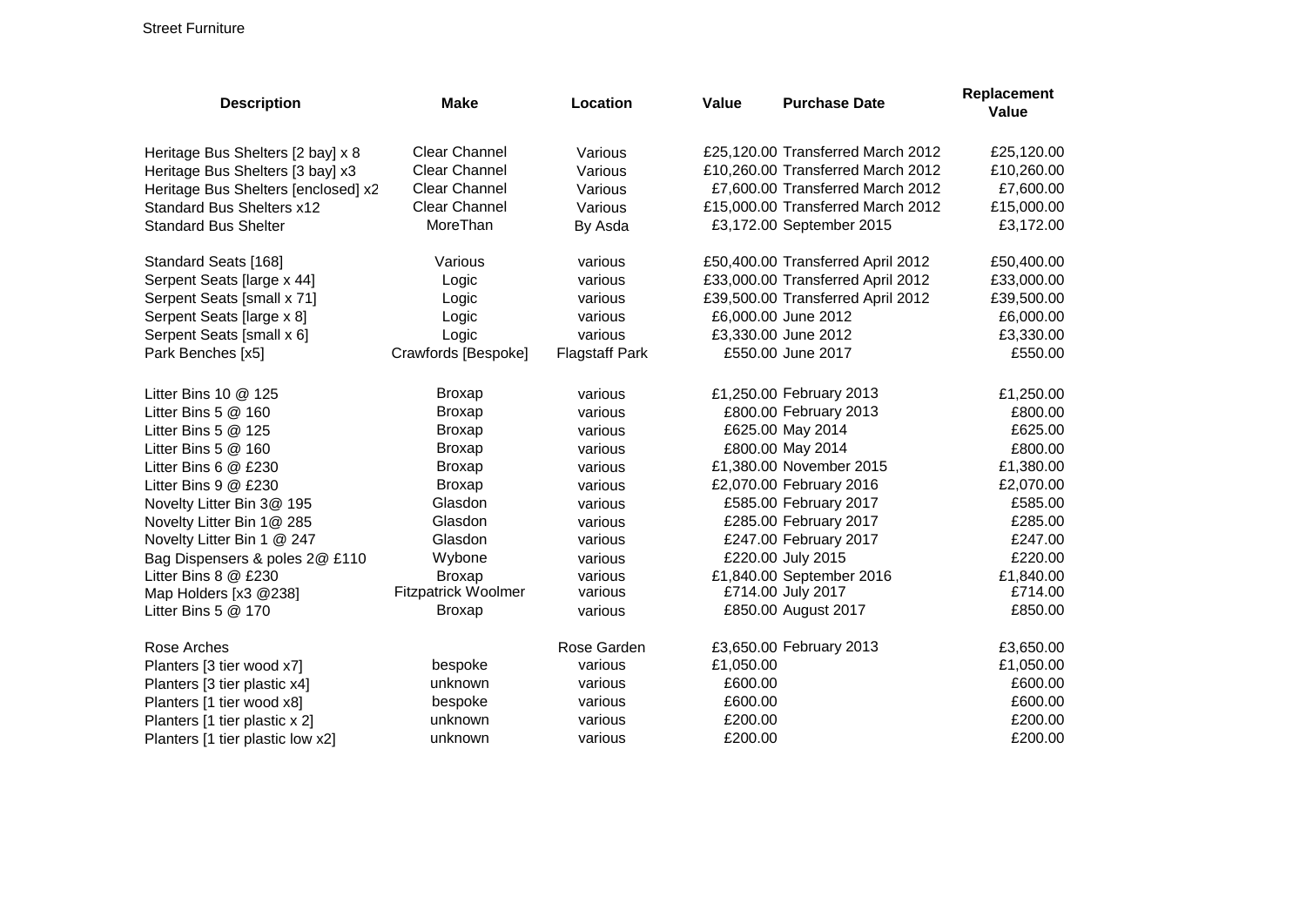Street Furniture

| Description | Make | Location | Value | Purchase Date | Replacement Value |
|---|---|---|---|---|---|
| Heritage Bus Shelters [2 bay] x 8 | Clear Channel | Various | £25,120.00 | Transferred March 2012 | £25,120.00 |
| Heritage Bus Shelters [3 bay] x3 | Clear Channel | Various | £10,260.00 | Transferred March 2012 | £10,260.00 |
| Heritage Bus Shelters [enclosed] x2 | Clear Channel | Various | £7,600.00 | Transferred March 2012 | £7,600.00 |
| Standard Bus Shelters x12 | Clear Channel | Various | £15,000.00 | Transferred March 2012 | £15,000.00 |
| Standard Bus Shelter | MoreThan | By Asda | £3,172.00 | September 2015 | £3,172.00 |
| | | | | | |
| Standard Seats [168] | Various | various | £50,400.00 | Transferred April 2012 | £50,400.00 |
| Serpent Seats [large x 44] | Logic | various | £33,000.00 | Transferred April 2012 | £33,000.00 |
| Serpent Seats [small x 71] | Logic | various | £39,500.00 | Transferred April 2012 | £39,500.00 |
| Serpent Seats [large x 8] | Logic | various | £6,000.00 | June 2012 | £6,000.00 |
| Serpent Seats [small x 6] | Logic | various | £3,330.00 | June 2012 | £3,330.00 |
| Park Benches [x5] | Crawfords [Bespoke] | Flagstaff Park | £550.00 | June 2017 | £550.00 |
| | | | | | |
| Litter Bins 10 @ 125 | Broxap | various | £1,250.00 | February 2013 | £1,250.00 |
| Litter Bins 5 @ 160 | Broxap | various | £800.00 | February 2013 | £800.00 |
| Litter Bins 5 @ 125 | Broxap | various | £625.00 | May 2014 | £625.00 |
| Litter Bins 5 @ 160 | Broxap | various | £800.00 | May 2014 | £800.00 |
| Litter Bins 6 @ £230 | Broxap | various | £1,380.00 | November 2015 | £1,380.00 |
| Litter Bins 9 @ £230 | Broxap | various | £2,070.00 | February 2016 | £2,070.00 |
| Novelty Litter Bin 3@ 195 | Glasdon | various | £585.00 | February 2017 | £585.00 |
| Novelty Litter Bin 1@ 285 | Glasdon | various | £285.00 | February 2017 | £285.00 |
| Novelty Litter Bin 1 @ 247 | Glasdon | various | £247.00 | February 2017 | £247.00 |
| Bag Dispensers & poles 2@ £110 | Wybone | various | £220.00 | July 2015 | £220.00 |
| Litter Bins 8 @ £230 | Broxap | various | £1,840.00 | September 2016 | £1,840.00 |
| Map Holders [x3 @238] | Fitzpatrick Woolmer | various | £714.00 | July 2017 | £714.00 |
| Litter Bins 5 @ 170 | Broxap | various | £850.00 | August 2017 | £850.00 |
| | | | | | |
| Rose Arches | | Rose Garden | £3,650.00 | February 2013 | £3,650.00 |
| Planters [3 tier wood x7] | bespoke | various | £1,050.00 | | £1,050.00 |
| Planters [3 tier plastic x4] | unknown | various | £600.00 | | £600.00 |
| Planters [1 tier wood x8] | bespoke | various | £600.00 | | £600.00 |
| Planters [1 tier plastic x 2] | unknown | various | £200.00 | | £200.00 |
| Planters [1 tier plastic low x2] | unknown | various | £200.00 | | £200.00 |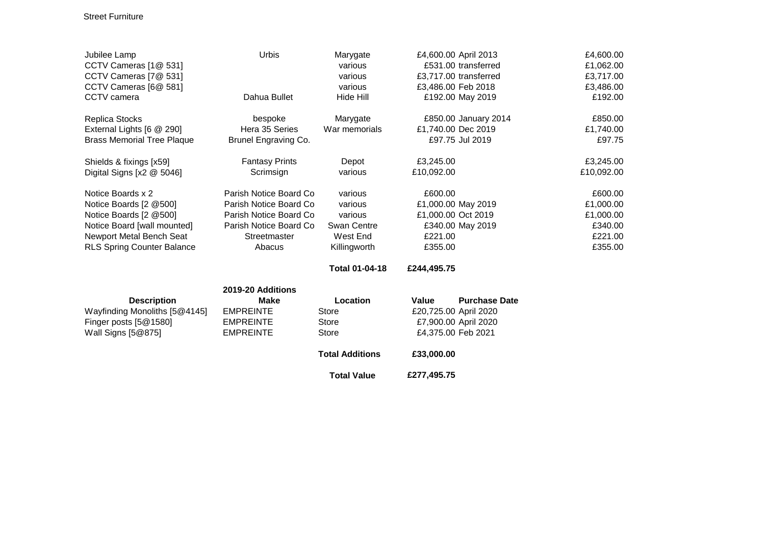Street Furniture

| | | | | | |
|---|---|---|---|---|---|
| Jubilee Lamp | Urbis | Marygate | £4,600.00 | April 2013 | £4,600.00 |
| CCTV Cameras [1@ 531] | | various | £531.00 | transferred | £1,062.00 |
| CCTV Cameras [7@ 531] | | various | £3,717.00 | transferred | £3,717.00 |
| CCTV Cameras [6@ 581] | | various | £3,486.00 | Feb 2018 | £3,486.00 |
| CCTV camera | Dahua Bullet | Hide Hill | £192.00 | May 2019 | £192.00 |
| Replica Stocks | bespoke | Marygate | £850.00 | January 2014 | £850.00 |
| External Lights [6 @ 290] | Hera 35 Series | War memorials | £1,740.00 | Dec 2019 | £1,740.00 |
| Brass Memorial Tree Plaque | Brunel Engraving Co. | | £97.75 | Jul 2019 | £97.75 |
| Shields & fixings [x59] | Fantasy Prints | Depot | £3,245.00 | | £3,245.00 |
| Digital Signs [x2 @ 5046] | Scrimsign | various | £10,092.00 | | £10,092.00 |
| Notice Boards x 2 | Parish Notice Board Co | various | £600.00 | | £600.00 |
| Notice Boards [2 @500] | Parish Notice Board Co | various | £1,000.00 | May 2019 | £1,000.00 |
| Notice Boards [2 @500] | Parish Notice Board Co | various | £1,000.00 | Oct 2019 | £1,000.00 |
| Notice Board [wall mounted] | Parish Notice Board Co | Swan Centre | £340.00 | May 2019 | £340.00 |
| Newport Metal Bench Seat | Streetmaster | West End | £221.00 | | £221.00 |
| RLS Spring Counter Balance | Abacus | Killingworth | £355.00 | | £355.00 |
| | | **Total 01-04-18** | **£244,495.75** | | |

**2019-20 Additions**

| Description | Make | Location | Value | Purchase Date |
|---|---|---|---|---|
| Wayfinding Monoliths [5@4145] | EMPREINTE | Store | £20,725.00 | April 2020 |
| Finger posts [5@1580] | EMPREINTE | Store | £7,900.00 | April 2020 |
| Wall Signs [5@875] | EMPREINTE | Store | £4,375.00 | Feb 2021 |
| | | **Total Additions** | **£33,000.00** | |
| | | **Total Value** | **£277,495.75** | |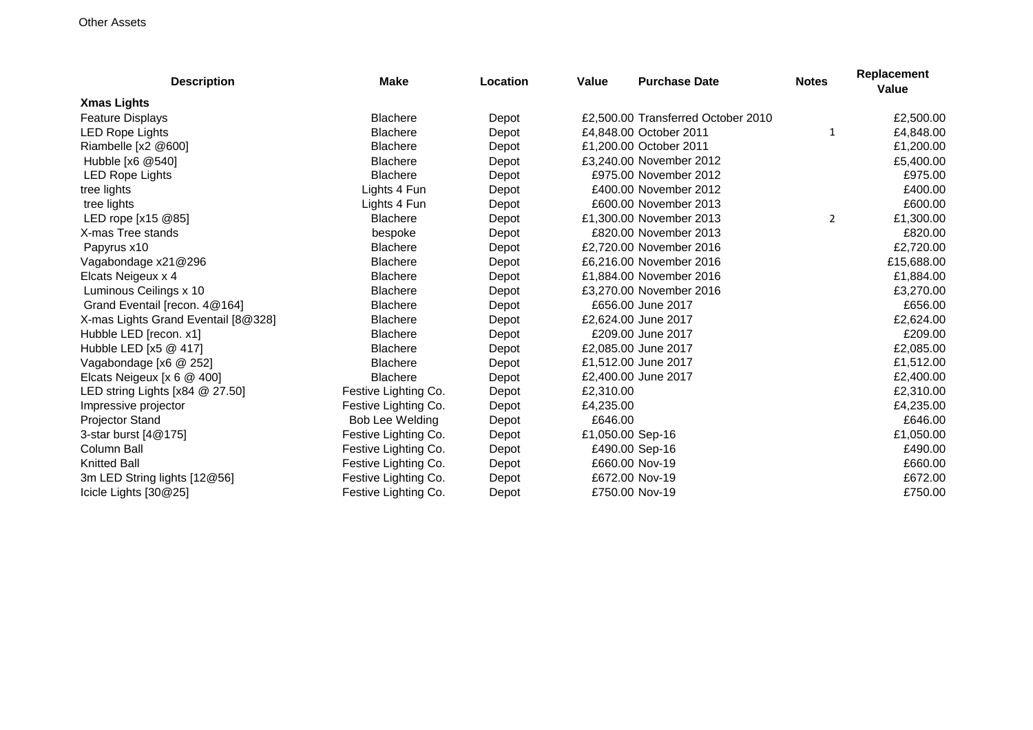Other Assets

| Description | Make | Location | Value | Purchase Date | Notes | Replacement Value |
|---|---|---|---|---|---|---|
| **Xmas Lights** | | | | | | |
| Feature Displays | Blachere | Depot | £2,500.00 | Transferred October 2010 | | £2,500.00 |
| LED Rope Lights | Blachere | Depot | £4,848.00 | October 2011 | 1 | £4,848.00 |
| Riambelle [x2 @600] | Blachere | Depot | £1,200.00 | October 2011 | | £1,200.00 |
| Hubble [x6 @540] | Blachere | Depot | £3,240.00 | November 2012 | | £5,400.00 |
| LED Rope Lights | Blachere | Depot | £975.00 | November 2012 | | £975.00 |
| tree lights | Lights 4 Fun | Depot | £400.00 | November 2012 | | £400.00 |
| tree lights | Lights 4 Fun | Depot | £600.00 | November 2013 | | £600.00 |
| LED rope [x15 @85] | Blachere | Depot | £1,300.00 | November 2013 | 2 | £1,300.00 |
| X-mas Tree stands | bespoke | Depot | £820.00 | November 2013 | | £820.00 |
| Papyrus x10 | Blachere | Depot | £2,720.00 | November 2016 | | £2,720.00 |
| Vagabondage x21@296 | Blachere | Depot | £6,216.00 | November 2016 | | £15,688.00 |
| Elcats Neigeux x 4 | Blachere | Depot | £1,884.00 | November 2016 | | £1,884.00 |
| Luminous Ceilings x 10 | Blachere | Depot | £3,270.00 | November 2016 | | £3,270.00 |
| Grand Eventail [recon. 4@164] | Blachere | Depot | £656.00 | June 2017 | | £656.00 |
| X-mas Lights Grand Eventail [8@328] | Blachere | Depot | £2,624.00 | June 2017 | | £2,624.00 |
| Hubble LED [recon. x1] | Blachere | Depot | £209.00 | June 2017 | | £209.00 |
| Hubble LED [x5 @ 417] | Blachere | Depot | £2,085.00 | June 2017 | | £2,085.00 |
| Vagabondage [x6 @ 252] | Blachere | Depot | £1,512.00 | June 2017 | | £1,512.00 |
| Elcats Neigeux [x 6 @ 400] | Blachere | Depot | £2,400.00 | June 2017 | | £2,400.00 |
| LED string Lights [x84 @ 27.50] | Festive Lighting Co. | Depot | £2,310.00 | | | £2,310.00 |
| Impressive projector | Festive Lighting Co. | Depot | £4,235.00 | | | £4,235.00 |
| Projector Stand | Bob Lee Welding | Depot | £646.00 | | | £646.00 |
| 3-star burst [4@175] | Festive Lighting Co. | Depot | £1,050.00 | Sep-16 | | £1,050.00 |
| Column Ball | Festive Lighting Co. | Depot | £490.00 | Sep-16 | | £490.00 |
| Knitted Ball | Festive Lighting Co. | Depot | £660.00 | Nov-19 | | £660.00 |
| 3m LED String lights [12@56] | Festive Lighting Co. | Depot | £672.00 | Nov-19 | | £672.00 |
| Icicle Lights [30@25] | Festive Lighting Co. | Depot | £750.00 | Nov-19 | | £750.00 |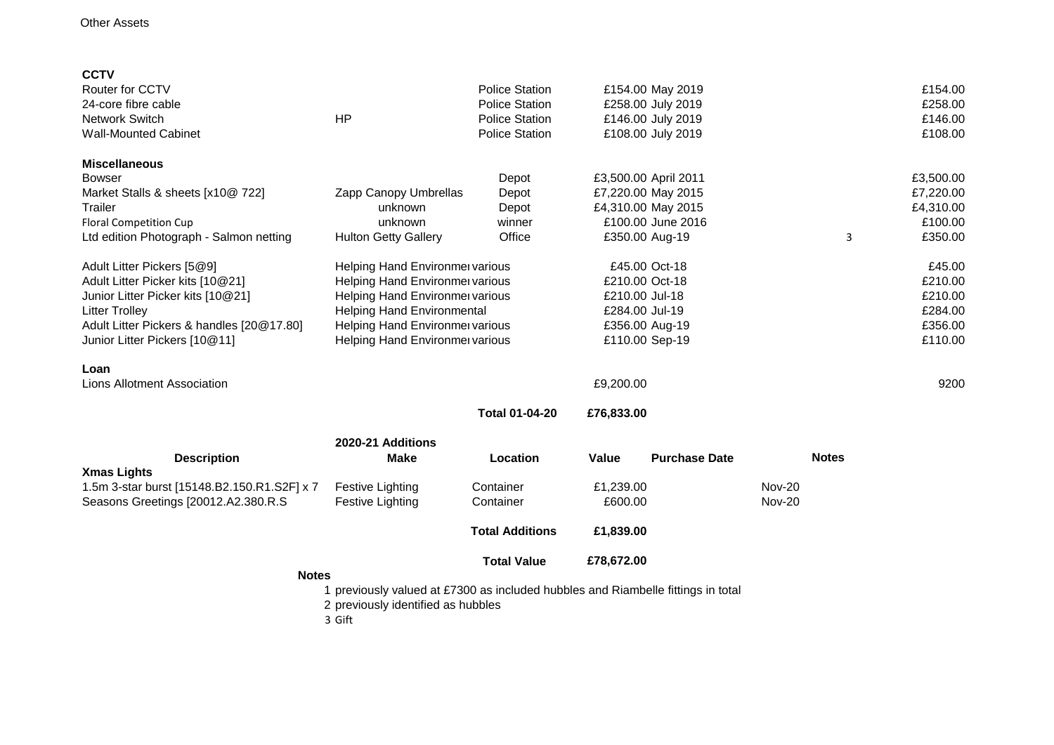Other Assets

| | | | | | | |
|---|---|---|---|---|---|---|
| **CCTV** | | | | | | |
| Router for CCTV | | Police Station | £154.00 | May 2019 | | £154.00 |
| 24-core fibre cable | | Police Station | £258.00 | July 2019 | | £258.00 |
| Network Switch | HP | Police Station | £146.00 | July 2019 | | £146.00 |
| Wall-Mounted Cabinet | | Police Station | £108.00 | July 2019 | | £108.00 |
| **Miscellaneous** | | | | | | |
| Bowser | | Depot | £3,500.00 | April 2011 | | £3,500.00 |
| Market Stalls & sheets [x10@ 722] | Zapp Canopy Umbrellas | Depot | £7,220.00 | May 2015 | | £7,220.00 |
| Trailer | unknown | Depot | £4,310.00 | May 2015 | | £4,310.00 |
| Floral Competition Cup | unknown | winner | £100.00 | June 2016 | | £100.00 |
| Ltd edition Photograph - Salmon netting | Hulton Getty Gallery | Office | £350.00 | Aug-19 | 3 | £350.00 |
| Adult Litter Pickers [5@9] | Helping Hand Environmei | various | £45.00 | Oct-18 | | £45.00 |
| Adult Litter Picker kits [10@21] | Helping Hand Environmei | various | £210.00 | Oct-18 | | £210.00 |
| Junior Litter Picker kits [10@21] | Helping Hand Environmei | various | £210.00 | Jul-18 | | £210.00 |
| Litter Trolley | Helping Hand Environmental | | £284.00 | Jul-19 | | £284.00 |
| Adult Litter Pickers & handles [20@17.80] | Helping Hand Environmei | various | £356.00 | Aug-19 | | £356.00 |
| Junior Litter Pickers [10@11] | Helping Hand Environmei | various | £110.00 | Sep-19 | | £110.00 |
| **Loan** | | | | | | |
| Lions Allotment Association | | | £9,200.00 | | | 9200 |
| | | **Total 01-04-20** | **£76,833.00** | | | |

**2020-21 Additions**

| Description | Make | Location | Value | Purchase Date | Notes |
|---|---|---|---|---|---|
| **Xmas Lights** | | | | | |
| 1.5m 3-star burst [15148.B2.150.R1.S2F] x 7 | Festive Lighting | Container | £1,239.00 | Nov-20 | |
| Seasons Greetings [20012.A2.380.R.S | Festive Lighting | Container | £600.00 | Nov-20 | |
| | | **Total Additions** | **£1,839.00** | | |
| | | **Total Value** | **£78,672.00** | | |

**Notes**

1 previously valued at £7300 as included hubbles and Riambelle fittings in total
2 previously identified as hubbles
3 Gift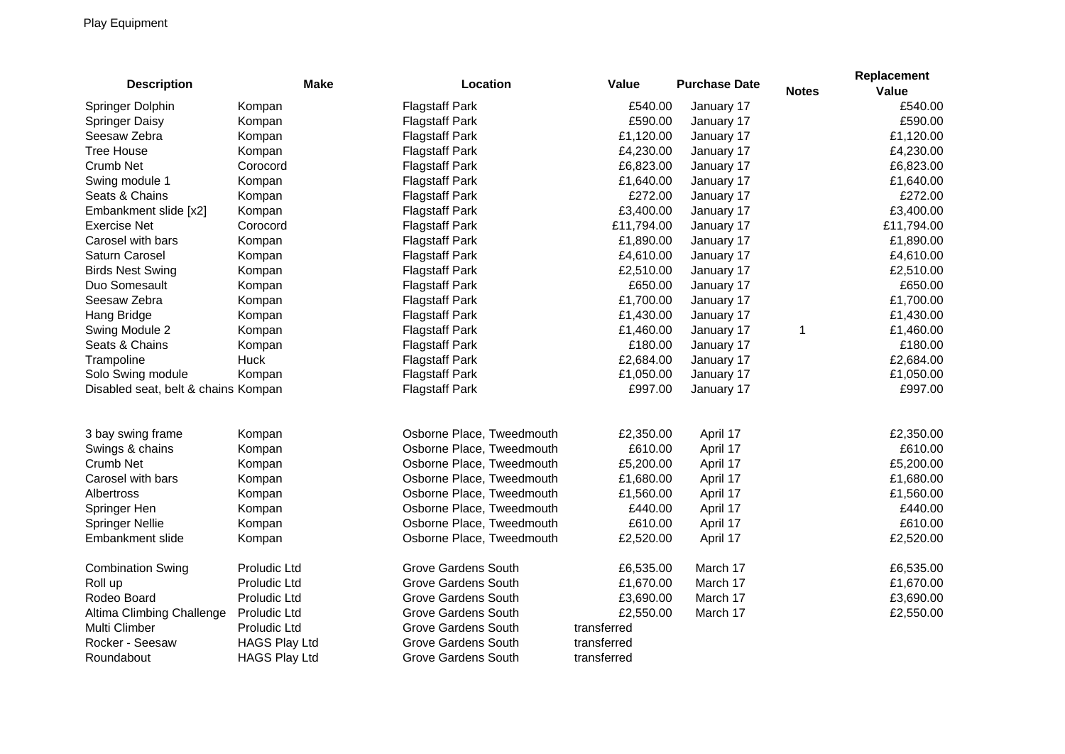Play Equipment

| Description | Make | Location | Value | Purchase Date | Notes | Replacement Value |
|---|---|---|---|---|---|---|
| Springer Dolphin | Kompan | Flagstaff Park | £540.00 | January 17 | | £540.00 |
| Springer Daisy | Kompan | Flagstaff Park | £590.00 | January 17 | | £590.00 |
| Seesaw Zebra | Kompan | Flagstaff Park | £1,120.00 | January 17 | | £1,120.00 |
| Tree House | Kompan | Flagstaff Park | £4,230.00 | January 17 | | £4,230.00 |
| Crumb Net | Corocord | Flagstaff Park | £6,823.00 | January 17 | | £6,823.00 |
| Swing module 1 | Kompan | Flagstaff Park | £1,640.00 | January 17 | | £1,640.00 |
| Seats & Chains | Kompan | Flagstaff Park | £272.00 | January 17 | | £272.00 |
| Embankment slide [x2] | Kompan | Flagstaff Park | £3,400.00 | January 17 | | £3,400.00 |
| Exercise Net | Corocord | Flagstaff Park | £11,794.00 | January 17 | | £11,794.00 |
| Carosel with bars | Kompan | Flagstaff Park | £1,890.00 | January 17 | | £1,890.00 |
| Saturn Carosel | Kompan | Flagstaff Park | £4,610.00 | January 17 | | £4,610.00 |
| Birds Nest Swing | Kompan | Flagstaff Park | £2,510.00 | January 17 | | £2,510.00 |
| Duo Somesault | Kompan | Flagstaff Park | £650.00 | January 17 | | £650.00 |
| Seesaw Zebra | Kompan | Flagstaff Park | £1,700.00 | January 17 | | £1,700.00 |
| Hang Bridge | Kompan | Flagstaff Park | £1,430.00 | January 17 | | £1,430.00 |
| Swing Module 2 | Kompan | Flagstaff Park | £1,460.00 | January 17 | 1 | £1,460.00 |
| Seats & Chains | Kompan | Flagstaff Park | £180.00 | January 17 | | £180.00 |
| Trampoline | Huck | Flagstaff Park | £2,684.00 | January 17 | | £2,684.00 |
| Solo Swing module | Kompan | Flagstaff Park | £1,050.00 | January 17 | | £1,050.00 |
| Disabled seat, belt & chains | Kompan | Flagstaff Park | £997.00 | January 17 | | £997.00 |
| | | | | | | |
| 3 bay swing frame | Kompan | Osborne Place, Tweedmouth | £2,350.00 | April 17 | | £2,350.00 |
| Swings & chains | Kompan | Osborne Place, Tweedmouth | £610.00 | April 17 | | £610.00 |
| Crumb Net | Kompan | Osborne Place, Tweedmouth | £5,200.00 | April 17 | | £5,200.00 |
| Carosel with bars | Kompan | Osborne Place, Tweedmouth | £1,680.00 | April 17 | | £1,680.00 |
| Albertross | Kompan | Osborne Place, Tweedmouth | £1,560.00 | April 17 | | £1,560.00 |
| Springer Hen | Kompan | Osborne Place, Tweedmouth | £440.00 | April 17 | | £440.00 |
| Springer Nellie | Kompan | Osborne Place, Tweedmouth | £610.00 | April 17 | | £610.00 |
| Embankment slide | Kompan | Osborne Place, Tweedmouth | £2,520.00 | April 17 | | £2,520.00 |
| | | | | | | |
| Combination Swing | Proludic Ltd | Grove Gardens South | £6,535.00 | March 17 | | £6,535.00 |
| Roll up | Proludic Ltd | Grove Gardens South | £1,670.00 | March 17 | | £1,670.00 |
| Rodeo Board | Proludic Ltd | Grove Gardens South | £3,690.00 | March 17 | | £3,690.00 |
| Altima Climbing Challenge | Proludic Ltd | Grove Gardens South | £2,550.00 | March 17 | | £2,550.00 |
| Multi Climber | Proludic Ltd | Grove Gardens South | transferred | | | |
| Rocker - Seesaw | HAGS Play Ltd | Grove Gardens South | transferred | | | |
| Roundabout | HAGS Play Ltd | Grove Gardens South | transferred | | | |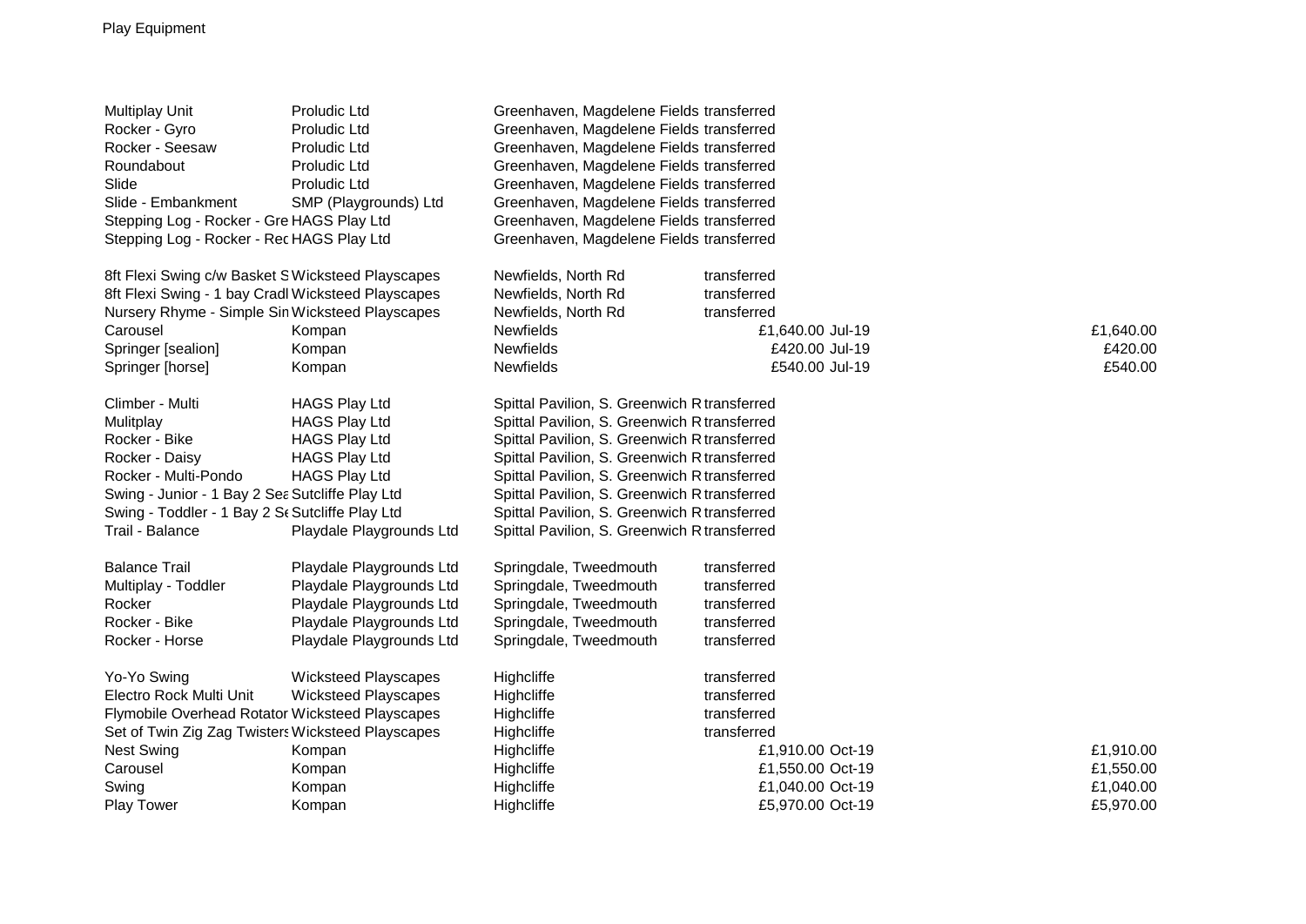Play Equipment

| | | | | | |
|---|---|---|---|---|---|
| Multiplay Unit | Proludic Ltd | Greenhaven, Magdelene Fields | transferred | | |
| Rocker - Gyro | Proludic Ltd | Greenhaven, Magdelene Fields | transferred | | |
| Rocker - Seesaw | Proludic Ltd | Greenhaven, Magdelene Fields | transferred | | |
| Roundabout | Proludic Ltd | Greenhaven, Magdelene Fields | transferred | | |
| Slide | Proludic Ltd | Greenhaven, Magdelene Fields | transferred | | |
| Slide - Embankment | SMP (Playgrounds) Ltd | Greenhaven, Magdelene Fields | transferred | | |
| Stepping Log - Rocker - Gre | HAGS Play Ltd | Greenhaven, Magdelene Fields | transferred | | |
| Stepping Log - Rocker - Rec | HAGS Play Ltd | Greenhaven, Magdelene Fields | transferred | | |
| | | | | | |
| 8ft Flexi Swing c/w Basket S | Wicksteed Playscapes | Newfields, North Rd | transferred | | |
| 8ft Flexi Swing - 1 bay Cradl | Wicksteed Playscapes | Newfields, North Rd | transferred | | |
| Nursery Rhyme - Simple Sin | Wicksteed Playscapes | Newfields, North Rd | transferred | | |
| Carousel | Kompan | Newfields | £1,640.00 | Jul-19 | £1,640.00 |
| Springer [sealion] | Kompan | Newfields | £420.00 | Jul-19 | £420.00 |
| Springer [horse] | Kompan | Newfields | £540.00 | Jul-19 | £540.00 |
| | | | | | |
| Climber - Multi | HAGS Play Ltd | Spittal Pavilion, S. Greenwich R | transferred | | |
| Mulitplay | HAGS Play Ltd | Spittal Pavilion, S. Greenwich R | transferred | | |
| Rocker - Bike | HAGS Play Ltd | Spittal Pavilion, S. Greenwich R | transferred | | |
| Rocker - Daisy | HAGS Play Ltd | Spittal Pavilion, S. Greenwich R | transferred | | |
| Rocker - Multi-Pondo | HAGS Play Ltd | Spittal Pavilion, S. Greenwich R | transferred | | |
| Swing - Junior - 1 Bay 2 Sea | Sutcliffe Play Ltd | Spittal Pavilion, S. Greenwich R | transferred | | |
| Swing - Toddler - 1 Bay 2 Se | Sutcliffe Play Ltd | Spittal Pavilion, S. Greenwich R | transferred | | |
| Trail - Balance | Playdale Playgrounds Ltd | Spittal Pavilion, S. Greenwich R | transferred | | |
| | | | | | |
| Balance Trail | Playdale Playgrounds Ltd | Springdale, Tweedmouth | transferred | | |
| Multiplay - Toddler | Playdale Playgrounds Ltd | Springdale, Tweedmouth | transferred | | |
| Rocker | Playdale Playgrounds Ltd | Springdale, Tweedmouth | transferred | | |
| Rocker - Bike | Playdale Playgrounds Ltd | Springdale, Tweedmouth | transferred | | |
| Rocker - Horse | Playdale Playgrounds Ltd | Springdale, Tweedmouth | transferred | | |
| | | | | | |
| Yo-Yo Swing | Wicksteed Playscapes | Highcliffe | transferred | | |
| Electro Rock Multi Unit | Wicksteed Playscapes | Highcliffe | transferred | | |
| Flymobile Overhead Rotator | Wicksteed Playscapes | Highcliffe | transferred | | |
| Set of Twin Zig Zag Twisters | Wicksteed Playscapes | Highcliffe | transferred | | |
| Nest Swing | Kompan | Highcliffe | £1,910.00 | Oct-19 | £1,910.00 |
| Carousel | Kompan | Highcliffe | £1,550.00 | Oct-19 | £1,550.00 |
| Swing | Kompan | Highcliffe | £1,040.00 | Oct-19 | £1,040.00 |
| Play Tower | Kompan | Highcliffe | £5,970.00 | Oct-19 | £5,970.00 |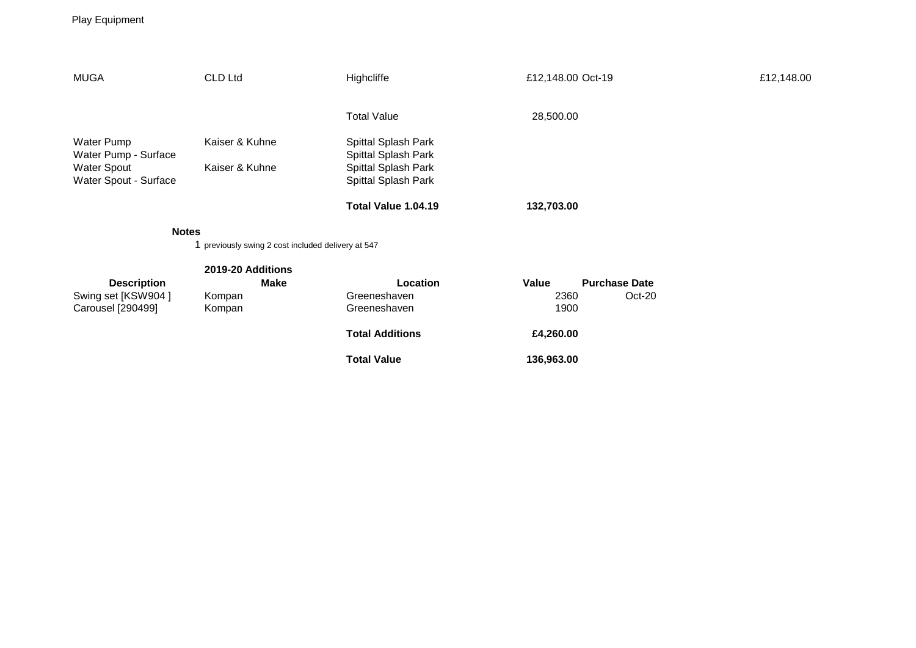Play Equipment

| | | | | | |
|---|---|---|---|---|---|
| MUGA | CLD Ltd | Highcliffe | £12,148.00 | Oct-19 | £12,148.00 |
| | | Total Value | 28,500.00 | | |
| Water Pump | Kaiser & Kuhne | Spittal Splash Park | | | |
| Water Pump - Surface | | Spittal Splash Park | | | |
| Water Spout | Kaiser & Kuhne | Spittal Splash Park | | | |
| Water Spout - Surface | | Spittal Splash Park | | | |
| | | **Total Value 1.04.19** | **132,703.00** | | |

**Notes**

1 previously swing 2 cost included delivery at 547

**2019-20 Additions**

| Description | Make | Location | Value | Purchase Date |
|---|---|---|---|---|
| Swing set [KSW904 ] | Kompan | Greeneshaven | 2360 | Oct-20 |
| Carousel [290499] | Kompan | Greeneshaven | 1900 | |
| | | **Total Additions** | **£4,260.00** | |
| | | **Total Value** | **136,963.00** | |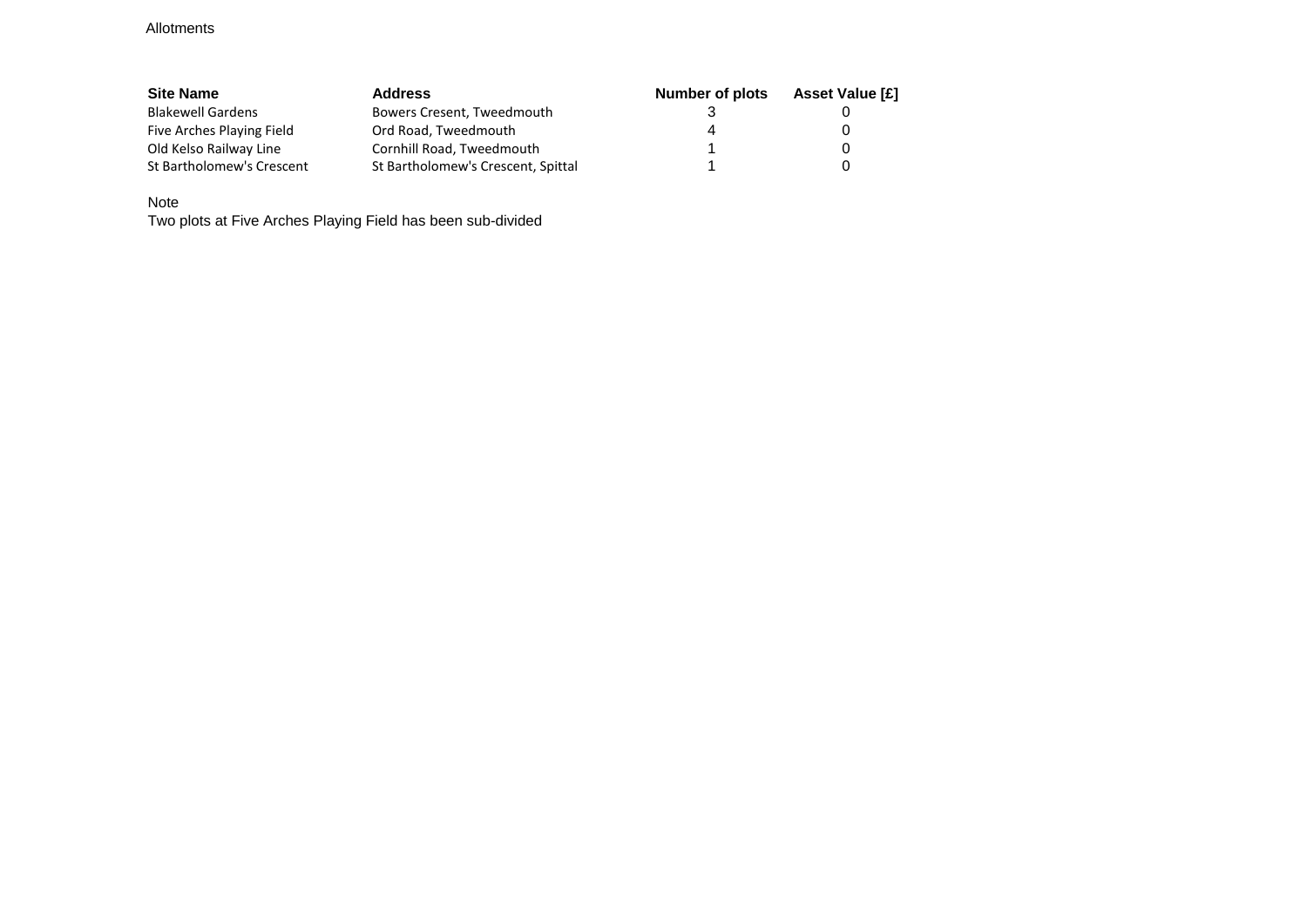Allotments

| Site Name | Address | Number of plots | Asset Value [£] |
|---|---|---|---|
| Blakewell Gardens | Bowers Cresent, Tweedmouth | 3 | 0 |
| Five Arches Playing Field | Ord Road, Tweedmouth | 4 | 0 |
| Old Kelso Railway Line | Cornhill Road, Tweedmouth | 1 | 0 |
| St Bartholomew's Crescent | St Bartholomew's Crescent, Spittal | 1 | 0 |

Note

Two plots at Five Arches Playing Field has been sub-divided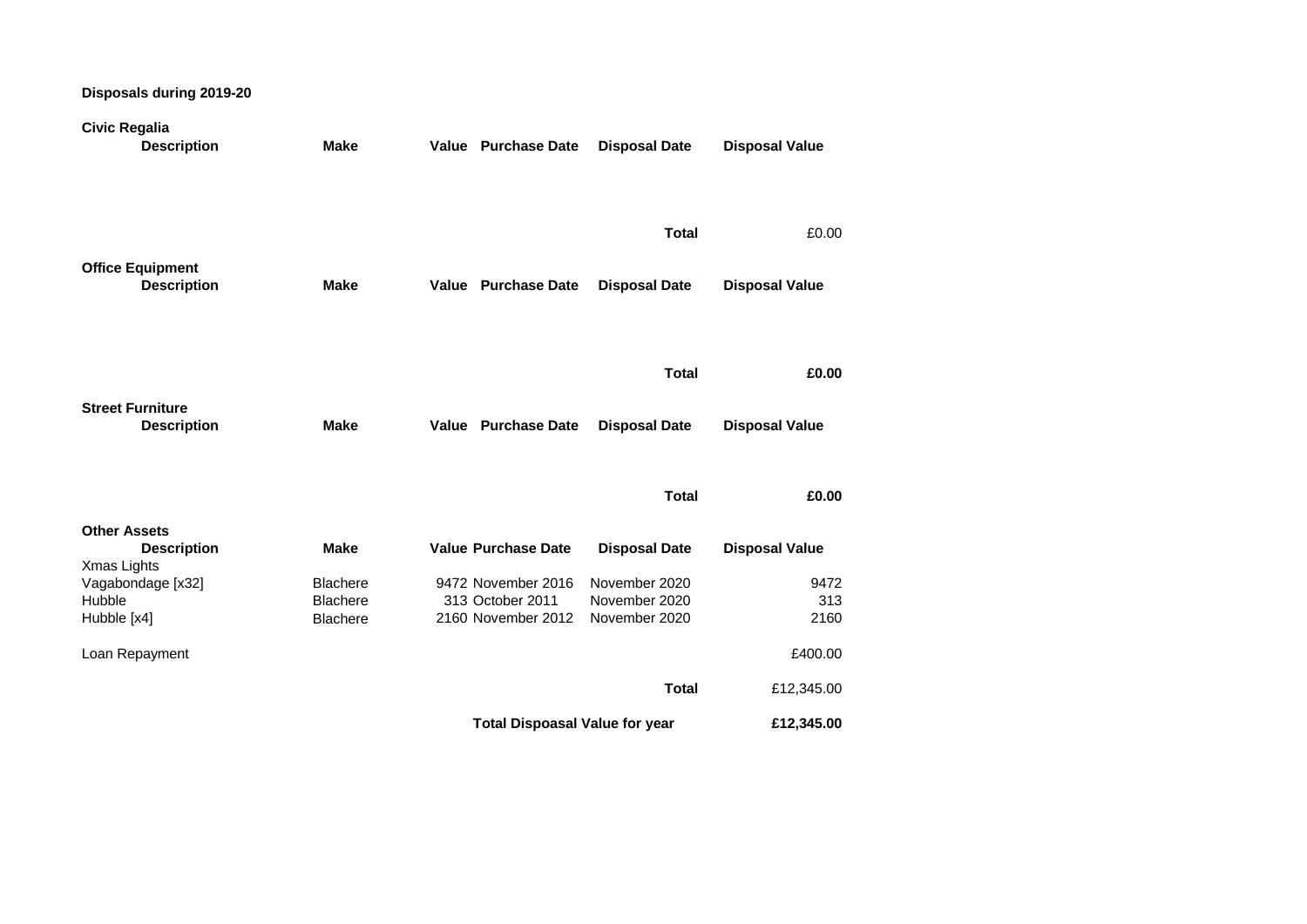**Disposals during 2019-20**

**Civic Regalia**

| Description | Make | Value | Purchase Date | Disposal Date | Disposal Value |
|---|---|---|---|---|---|
| | | | | **Total** | £0.00 |

**Office Equipment**

| Description | Make | Value | Purchase Date | Disposal Date | Disposal Value |
|---|---|---|---|---|---|
| | | | | **Total** | **£0.00** |

**Street Furniture**

| Description | Make | Value | Purchase Date | Disposal Date | Disposal Value |
|---|---|---|---|---|---|
| | | | | **Total** | **£0.00** |

**Other Assets**

| Description | Make | Value | Purchase Date | Disposal Date | Disposal Value |
|---|---|---|---|---|---|
| Xmas Lights | | | | | |
| Vagabondage [x32] | Blachere | 9472 | November 2016 | November 2020 | 9472 |
| Hubble | Blachere | 313 | October 2011 | November 2020 | 313 |
| Hubble [x4] | Blachere | 2160 | November 2012 | November 2020 | 2160 |
| Loan Repayment | | | | | £400.00 |
| | | | | **Total** | £12,345.00 |

| | |
|---|---|
| **Total Dispoasal Value for year** | **£12,345.00** |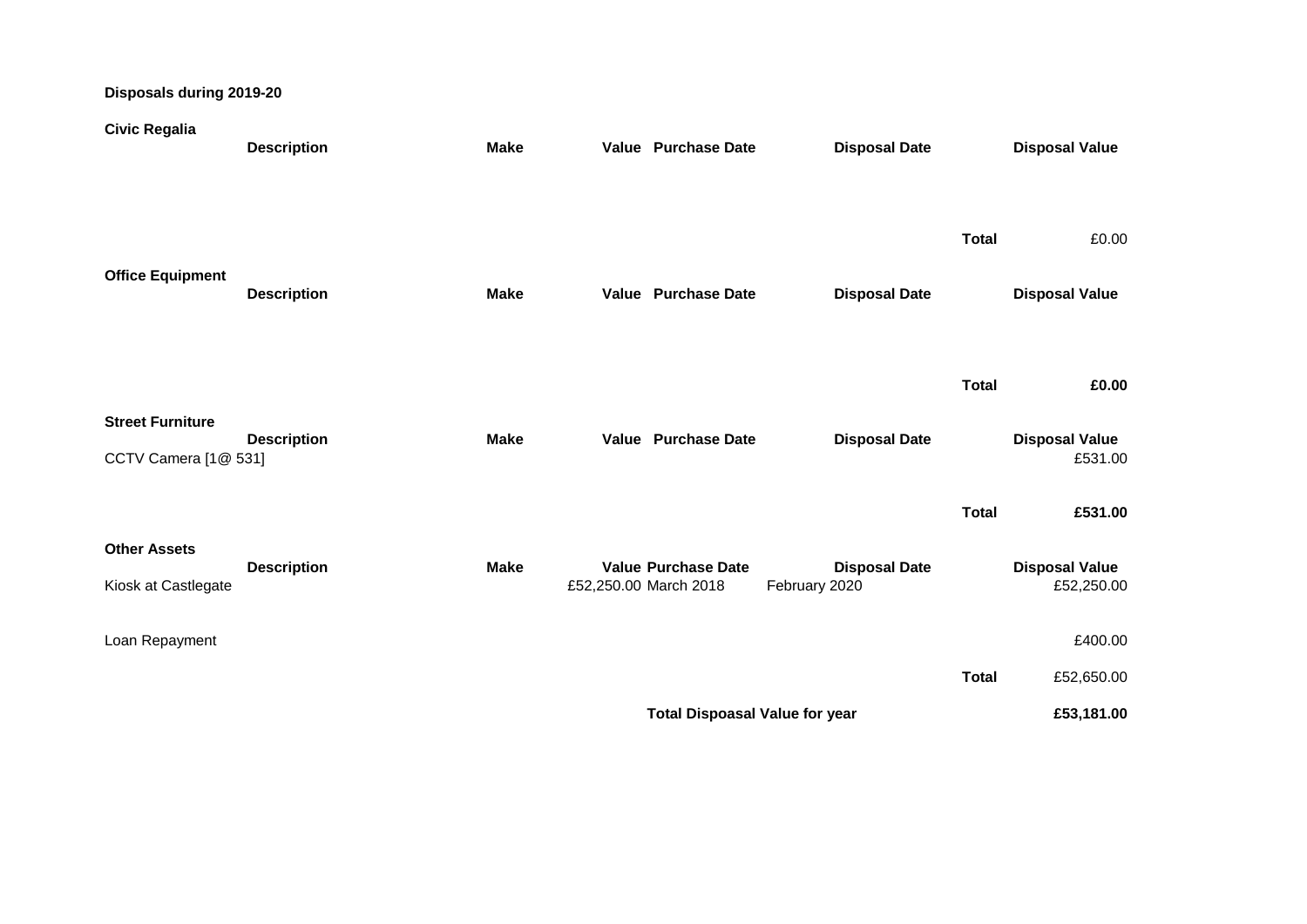**Disposals during 2019-20**

**Civic Regalia**

| | Description | Make | Value | Purchase Date | Disposal Date | | Disposal Value |
|---|---|---|---|---|---|---|---|
| | | | | | | **Total** | £0.00 |

**Office Equipment**

| | Description | Make | Value | Purchase Date | Disposal Date | | Disposal Value |
|---|---|---|---|---|---|---|---|
| | | | | | | **Total** | **£0.00** |

**Street Furniture**

| | Description | Make | Value | Purchase Date | Disposal Date | | Disposal Value |
|---|---|---|---|---|---|---|---|
| CCTV Camera [1@ 531] | | | | | | | £531.00 |
| | | | | | | **Total** | **£531.00** |

**Other Assets**

| | Description | Make | Value | Purchase Date | Disposal Date | | Disposal Value |
|---|---|---|---|---|---|---|---|
| Kiosk at Castlegate | | | £52,250.00 | March 2018 | February 2020 | | £52,250.00 |
| Loan Repayment | | | | | | | £400.00 |
| | | | | | | **Total** | £52,650.00 |
| | | | | **Total Dispoasal Value for year** | | | **£53,181.00** |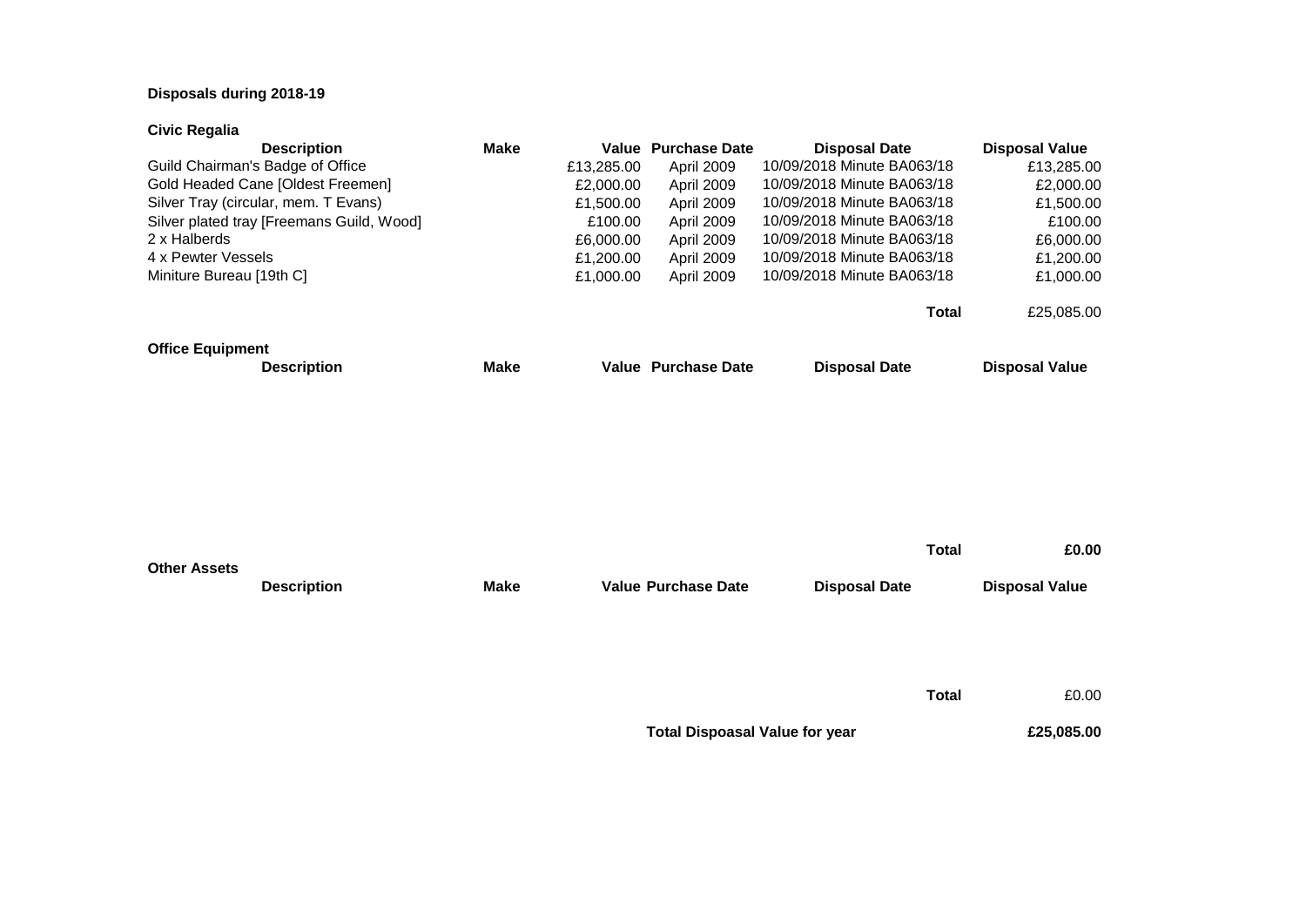**Disposals during 2018-19**

**Civic Regalia**

| Description | Make | Value | Purchase Date | Disposal Date | Disposal Value |
|---|---|---|---|---|---|
| Guild Chairman's Badge of Office | | £13,285.00 | April 2009 | 10/09/2018 Minute BA063/18 | £13,285.00 |
| Gold Headed Cane [Oldest Freemen] | | £2,000.00 | April 2009 | 10/09/2018 Minute BA063/18 | £2,000.00 |
| Silver Tray (circular, mem. T Evans) | | £1,500.00 | April 2009 | 10/09/2018 Minute BA063/18 | £1,500.00 |
| Silver plated tray [Freemans Guild, Wood] | | £100.00 | April 2009 | 10/09/2018 Minute BA063/18 | £100.00 |
| 2 x Halberds | | £6,000.00 | April 2009 | 10/09/2018 Minute BA063/18 | £6,000.00 |
| 4 x Pewter Vessels | | £1,200.00 | April 2009 | 10/09/2018 Minute BA063/18 | £1,200.00 |
| Miniture Bureau [19th C] | | £1,000.00 | April 2009 | 10/09/2018 Minute BA063/18 | £1,000.00 |
| | | | | **Total** | £25,085.00 |

**Office Equipment**

| Description | Make | Value | Purchase Date | Disposal Date | Disposal Value |
|---|---|---|---|---|---|
| | | | | **Total** | **£0.00** |

**Other Assets**

| Description | Make | Value | Purchase Date | Disposal Date | Disposal Value |
|---|---|---|---|---|---|
| | | | | **Total** | £0.00 |

**Total Dispoasal Value for year** **£25,085.00**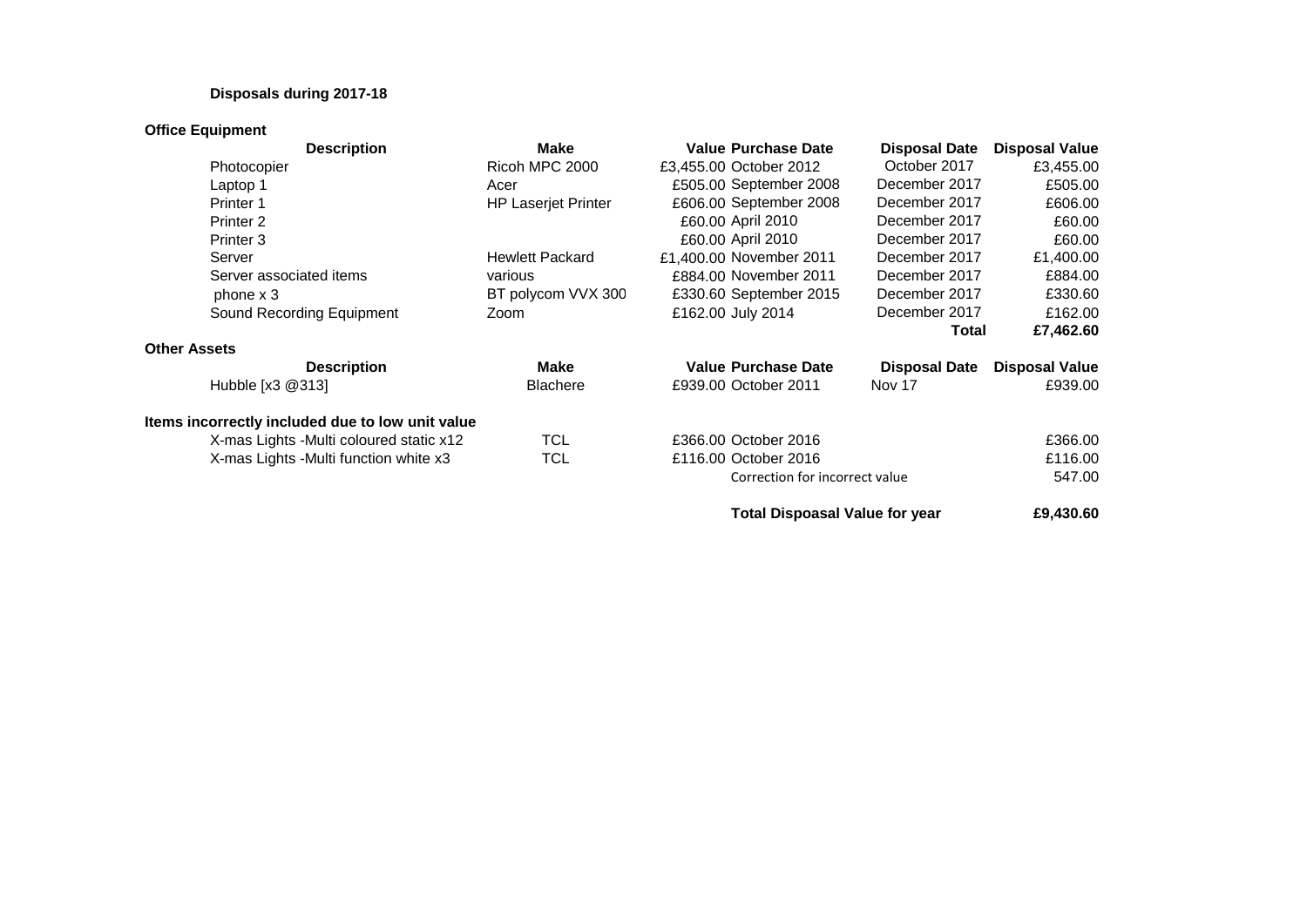**Disposals during 2017-18**

**Office Equipment**

| Description | Make | Value | Purchase Date | Disposal Date | Disposal Value |
|---|---|---|---|---|---|
| Photocopier | Ricoh MPC 2000 | £3,455.00 | October 2012 | October 2017 | £3,455.00 |
| Laptop 1 | Acer | £505.00 | September 2008 | December 2017 | £505.00 |
| Printer 1 | HP Laserjet Printer | £606.00 | September 2008 | December 2017 | £606.00 |
| Printer 2 | | £60.00 | April 2010 | December 2017 | £60.00 |
| Printer 3 | | £60.00 | April 2010 | December 2017 | £60.00 |
| Server | Hewlett Packard | £1,400.00 | November 2011 | December 2017 | £1,400.00 |
| Server associated items | various | £884.00 | November 2011 | December 2017 | £884.00 |
| phone x 3 | BT polycom VVX 300 | £330.60 | September 2015 | December 2017 | £330.60 |
| Sound Recording Equipment | Zoom | £162.00 | July 2014 | December 2017 | £162.00 |
| | | | | **Total** | **£7,462.60** |

**Other Assets**

| Description | Make | Value | Purchase Date | Disposal Date | Disposal Value |
|---|---|---|---|---|---|
| Hubble [x3 @313] | Blachere | £939.00 | October 2011 | Nov 17 | £939.00 |

**Items incorrectly included due to low unit value**

| Description | Make | Value | Purchase Date | Disposal Date | Disposal Value |
|---|---|---|---|---|---|
| X-mas Lights -Multi coloured static x12 | TCL | £366.00 | October 2016 | | £366.00 |
| X-mas Lights -Multi function white x3 | TCL | £116.00 | October 2016 | | £116.00 |
| | | | Correction for incorrect value | | 547.00 |

**Total Dispoasal Value for year** **£9,430.60**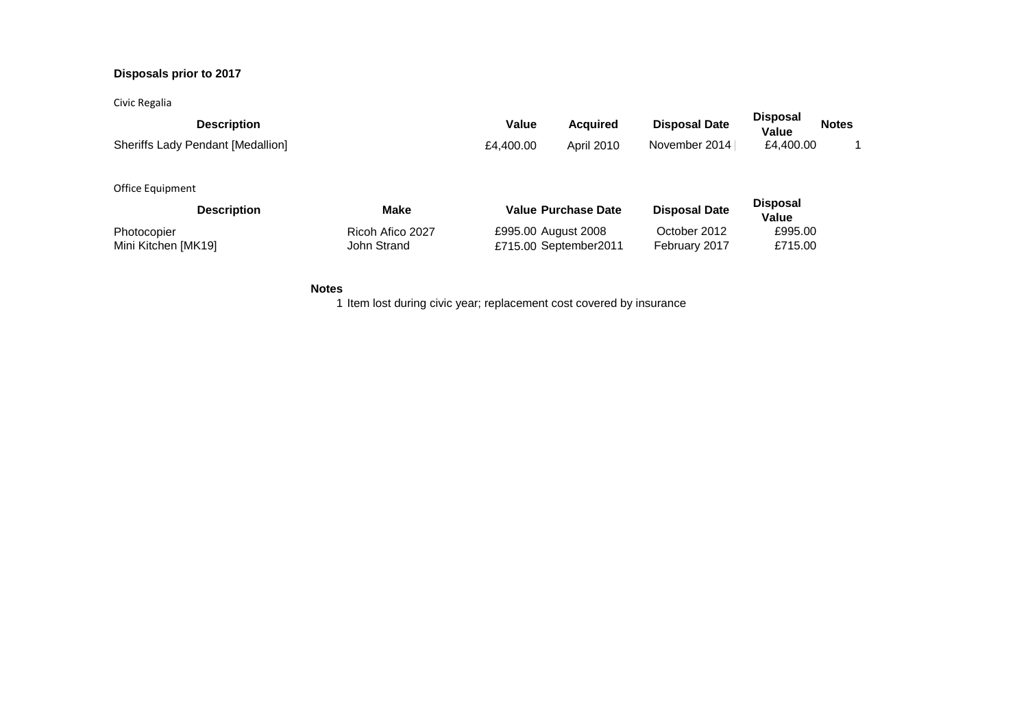**Disposals prior to 2017**

Civic Regalia

| Description | Value | Acquired | Disposal Date | Disposal Value | Notes |
|---|---|---|---|---|---|
| Sheriffs Lady Pendant [Medallion] | £4,400.00 | April 2010 | November 2014 | £4,400.00 | 1 |

Office Equipment

| Description | Make | Value | Purchase Date | Disposal Date | Disposal Value |
|---|---|---|---|---|---|
| Photocopier | Ricoh Afico 2027 | £995.00 | August 2008 | October 2012 | £995.00 |
| Mini Kitchen [MK19] | John Strand | £715.00 | September2011 | February 2017 | £715.00 |

**Notes**

1 Item lost during civic year; replacement cost covered by insurance